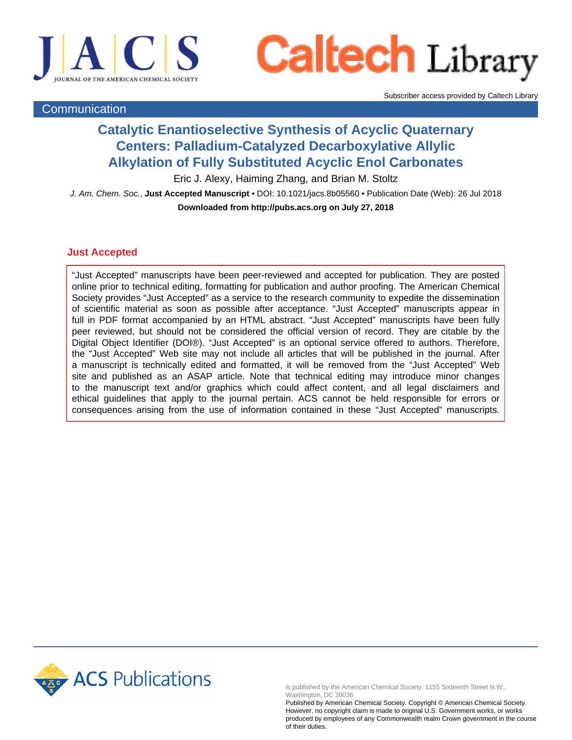Subscriber access provided by Caltech Library

Communication

# Catalytic Enantioselective Synthesis of Acyclic Quaternary Centers: Palladium-Catalyzed Decarboxylative Allylic Alkylation of Fully Substituted Acyclic Enol Carbonates

Eric J. Alexy, Haiming Zhang, and Brian M. Stoltz

*J. Am. Chem. Soc.*, **Just Accepted Manuscript** • DOI: 10.1021/jacs.8b05560 • Publication Date (Web): 26 Jul 2018

**Downloaded from http://pubs.acs.org on July 27, 2018**

## Just Accepted

"Just Accepted" manuscripts have been peer-reviewed and accepted for publication. They are posted online prior to technical editing, formatting for publication and author proofing. The American Chemical Society provides "Just Accepted" as a service to the research community to expedite the dissemination of scientific material as soon as possible after acceptance. "Just Accepted" manuscripts appear in full in PDF format accompanied by an HTML abstract. "Just Accepted" manuscripts have been fully peer reviewed, but should not be considered the official version of record. They are citable by the Digital Object Identifier (DOI®). "Just Accepted" is an optional service offered to authors. Therefore, the "Just Accepted" Web site may not include all articles that will be published in the journal. After a manuscript is technically edited and formatted, it will be removed from the "Just Accepted" Web site and published as an ASAP article. Note that technical editing may introduce minor changes to the manuscript text and/or graphics which could affect content, and all legal disclaimers and ethical guidelines that apply to the journal pertain. ACS cannot be held responsible for errors or consequences arising from the use of information contained in these "Just Accepted" manuscripts.

is published by the American Chemical Society. 1155 Sixteenth Street N.W., Washington, DC 20036

Published by American Chemical Society. Copyright © American Chemical Society. However, no copyright claim is made to original U.S. Government works, or works produced by employees of any Commonwealth realm Crown government in the course of their duties.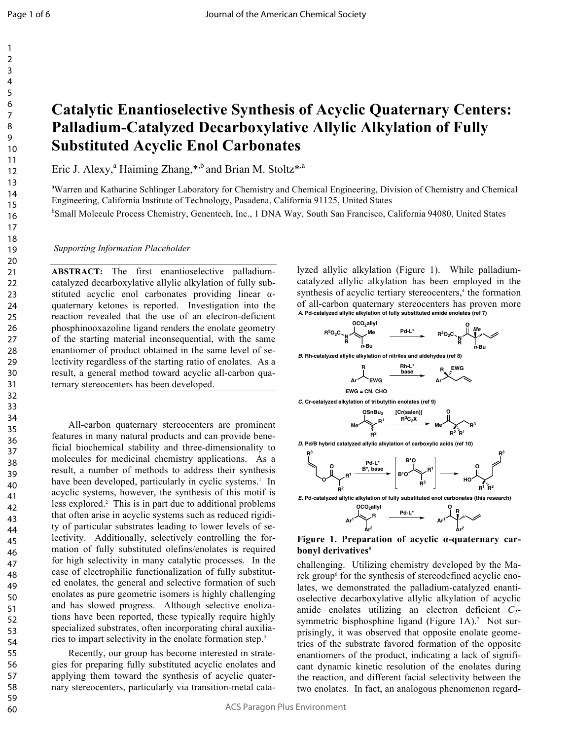# Catalytic Enantioselective Synthesis of Acyclic Quaternary Centers: Palladium-Catalyzed Decarboxylative Allylic Alkylation of Fully Substituted Acyclic Enol Carbonates

Eric J. Alexy,[a] Haiming Zhang,*[,b] and Brian M. Stoltz*[,a]

[a]Warren and Katharine Schlinger Laboratory for Chemistry and Chemical Engineering, Division of Chemistry and Chemical Engineering, California Institute of Technology, Pasadena, California 91125, United States

[b]Small Molecule Process Chemistry, Genentech, Inc., 1 DNA Way, South San Francisco, California 94080, United States

*Supporting Information Placeholder*

**ABSTRACT:** The first enantioselective palladium-catalyzed decarboxylative allylic alkylation of fully substituted acyclic enol carbonates providing linear α-quaternary ketones is reported. Investigation into the reaction revealed that the use of an electron-deficient phosphinooxazoline ligand renders the enolate geometry of the starting material inconsequential, with the same enantiomer of product obtained in the same level of selectivity regardless of the starting ratio of enolates. As a result, a general method toward acyclic all-carbon quaternary stereocenters has been developed.

All-carbon quaternary stereocenters are prominent features in many natural products and can provide beneficial biochemical stability and three-dimensionality to molecules for medicinal chemistry applications. As a result, a number of methods to address their synthesis have been developed, particularly in cyclic systems.[1] In acyclic systems, however, the synthesis of this motif is less explored.[2] This is in part due to additional problems that often arise in acyclic systems such as reduced rigidity of particular substrates leading to lower levels of selectivity. Additionally, selectively controlling the formation of fully substituted olefins/enolates is required for high selectivity in many catalytic processes. In the case of electrophilic functionalization of fully substituted enolates, the general and selective formation of such enolates as pure geometric isomers is highly challenging and has slowed progress. Although selective enolizations have been reported, these typically require highly specialized substrates, often incorporating chiral auxiliaries to impart selectivity in the enolate formation step.[3]

Recently, our group has become interested in strategies for preparing fully substituted acyclic enolates and applying them toward the synthesis of acyclic quaternary stereocenters, particularly via transition-metal catalyzed allylic alkylation (Figure 1). While palladium-catalyzed allylic alkylation has been employed in the synthesis of acyclic tertiary stereocenters,[4] the formation of all-carbon quaternary stereocenters has proven more challenging. Utilizing chemistry developed by the Marek group[6] for the synthesis of stereodefined acyclic enolates, we demonstrated the palladium-catalyzed enantioselective decarboxylative allylic alkylation of acyclic amide enolates utilizing an electron deficient $C_2$-symmetric bisphosphine ligand (Figure 1A).[7] Not surprisingly, it was observed that opposite enolate geometries of the substrate favored formation of the opposite enantiomers of the product, indicating a lack of significant dynamic kinetic resolution of the enolates during the reaction, and different facial selectivity between the two enolates. In fact, an analogous phenomenon regard-

*A. Pd-catalyzed allylic alkylation of fully substituted amide enolates (ref 7)*

*B. Rh-catalyzed allylic alkylation of nitriles and aldehydes (ref 8)*

*C. Cr-catalyzed alkylation of tributyltin enolates (ref 9)*

*D. Pd/B hybrid catalyzed allylic alkylation of carboxylic acids (ref 10)*

*E. Pd-catalyzed allylic alkylation of fully substituted enol carbonates (this research)*

**Figure 1. Preparation of acyclic α-quaternary carbonyl derivatives**[5]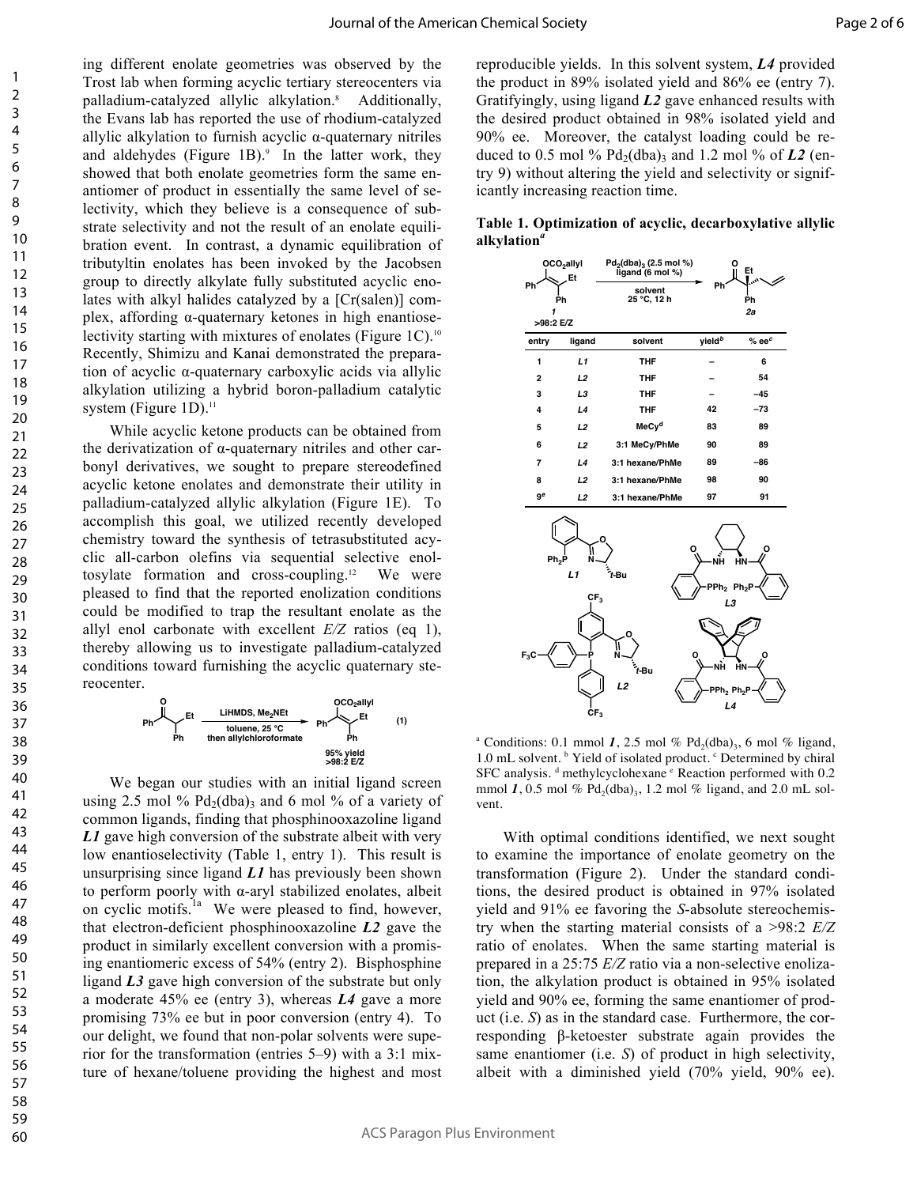ing different enolate geometries was observed by the Trost lab when forming acyclic tertiary stereocenters via palladium-catalyzed allylic alkylation.[8] Additionally, the Evans lab has reported the use of rhodium-catalyzed allylic alkylation to furnish acyclic α-quaternary nitriles and aldehydes (Figure 1B).[9] In the latter work, they showed that both enolate geometries form the same enantiomer of product in essentially the same level of selectivity, which they believe is a consequence of substrate selectivity and not the result of an enolate equilibration event. In contrast, a dynamic equilibration of tributyltin enolates has been invoked by the Jacobsen group to directly alkylate fully substituted acyclic enolates with alkyl halides catalyzed by a [Cr(salen)] complex, affording α-quaternary ketones in high enantioselectivity starting with mixtures of enolates (Figure 1C).[10] Recently, Shimizu and Kanai demonstrated the preparation of acyclic α-quaternary carboxylic acids via allylic alkylation utilizing a hybrid boron-palladium catalytic system (Figure 1D).[11]

While acyclic ketone products can be obtained from the derivatization of α-quaternary nitriles and other carbonyl derivatives, we sought to prepare stereodefined acyclic ketone enolates and demonstrate their utility in palladium-catalyzed allylic alkylation (Figure 1E). To accomplish this goal, we utilized recently developed chemistry toward the synthesis of tetrasubstituted acyclic all-carbon olefins via sequential selective enoltosylate formation and cross-coupling.[12] We were pleased to find that the reported enolization conditions could be modified to trap the resultant enolate as the allyl enol carbonate with excellent *E/Z* ratios (eq 1), thereby allowing us to investigate palladium-catalyzed conditions toward furnishing the acyclic quaternary stereocenter.

(1) LiHMDS, $Me_2NEt$, toluene, 25 °C, then allylchloroformate; 95% yield, >98:2 *E/Z*

We began our studies with an initial ligand screen using 2.5 mol % $Pd_2(dba)_3$ and 6 mol % of a variety of common ligands, finding that phosphinooxazoline ligand ***L1*** gave high conversion of the substrate albeit with very low enantioselectivity (Table 1, entry 1). This result is unsurprising since ligand ***L1*** has previously been shown to perform poorly with α-aryl stabilized enolates, albeit on cyclic motifs.[1a] We were pleased to find, however, that electron-deficient phosphinooxazoline ***L2*** gave the product in similarly excellent conversion with a promising enantiomeric excess of 54% (entry 2). Bisphosphine ligand ***L3*** gave high conversion of the substrate but only a moderate 45% ee (entry 3), whereas ***L4*** gave a more promising 73% ee but in poor conversion (entry 4). To our delight, we found that non-polar solvents were superior for the transformation (entries 5–9) with a 3:1 mixture of hexane/toluene providing the highest and most reproducible yields. In this solvent system, ***L4*** provided the product in 89% isolated yield and 86% ee (entry 7). Gratifyingly, using ligand ***L2*** gave enhanced results with the desired product obtained in 98% isolated yield and 90% ee. Moreover, the catalyst loading could be reduced to 0.5 mol % $Pd_2(dba)_3$ and 1.2 mol % of ***L2*** (entry 9) without altering the yield and selectivity or significantly increasing reaction time.

**Table 1. Optimization of acyclic, decarboxylative allylic alkylation**[a]

Conditions: **1** (>98:2 *E/Z*), $Pd_2(dba)_3$ (2.5 mol %), ligand (6 mol %), solvent, 25 °C, 12 h → **2a**

| entry | ligand | solvent | yield[b] | % ee[c] |
|---|---|---|---|---|
| 1 | *L1* | THF | – | 6 |
| 2 | *L2* | THF | – | 54 |
| 3 | *L3* | THF | – | −45 |
| 4 | *L4* | THF | 42 | −73 |
| 5 | *L2* | MeCy[d] | 83 | 89 |
| 6 | *L2* | 3:1 MeCy/PhMe | 90 | 89 |
| 7 | *L4* | 3:1 hexane/PhMe | 89 | −86 |
| 8 | *L2* | 3:1 hexane/PhMe | 98 | 90 |
| 9[e] | *L2* | 3:1 hexane/PhMe | 97 | 91 |

[a] Conditions: 0.1 mmol ***1***, 2.5 mol % $Pd_2(dba)_3$, 6 mol % ligand, 1.0 mL solvent. [b] Yield of isolated product. [c] Determined by chiral SFC analysis. [d] methylcyclohexane [e] Reaction performed with 0.2 mmol ***1***, 0.5 mol % $Pd_2(dba)_3$, 1.2 mol % ligand, and 2.0 mL solvent.

With optimal conditions identified, we next sought to examine the importance of enolate geometry on the transformation (Figure 2). Under the standard conditions, the desired product is obtained in 97% isolated yield and 91% ee favoring the *S*-absolute stereochemistry when the starting material consists of a >98:2 *E/Z* ratio of enolates. When the same starting material is prepared in a 25:75 *E/Z* ratio via a non-selective enolization, the alkylation product is obtained in 95% isolated yield and 90% ee, forming the same enantiomer of product (i.e. *S*) as in the standard case. Furthermore, the corresponding β-ketoester substrate again provides the same enantiomer (i.e. *S*) of product in high selectivity, albeit with a diminished yield (70% yield, 90% ee).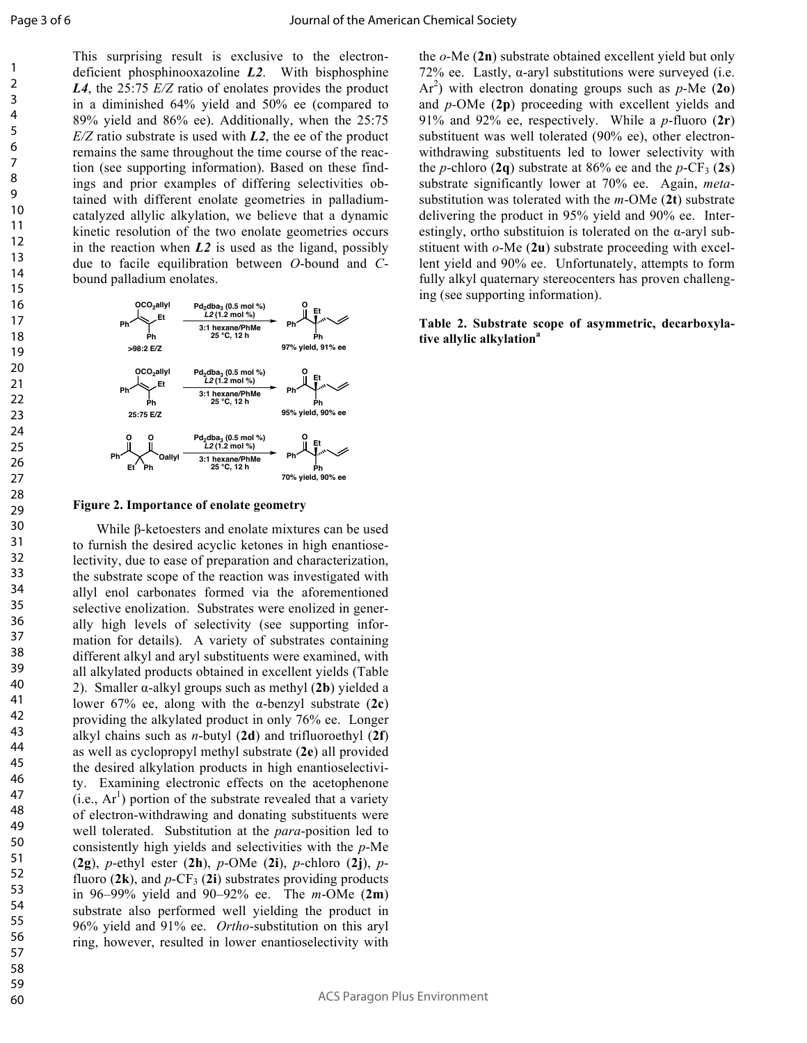This surprising result is exclusive to the electron-deficient phosphinooxazoline ***L2***. With bisphosphine ***L4***, the 25:75 *E/Z* ratio of enolates provides the product in a diminished 64% yield and 50% ee (compared to 89% yield and 86% ee). Additionally, when the 25:75 *E/Z* ratio substrate is used with ***L2***, the ee of the product remains the same throughout the time course of the reaction (see supporting information). Based on these findings and prior examples of differing selectivities obtained with different enolate geometries in palladium-catalyzed allylic alkylation, we believe that a dynamic kinetic resolution of the two enolate geometries occurs in the reaction when ***L2*** is used as the ligand, possibly due to facile equilibration between *O*-bound and *C*-bound palladium enolates.

$Pd_2dba_3$ (0.5 mol %), *L2* (1.2 mol %), 3:1 hexane/PhMe, 25 °C, 12 h

>98:2 E/Z → 97% yield, 91% ee

25:75 E/Z → 95% yield, 90% ee

β-ketoester → 70% yield, 90% ee

**Figure 2. Importance of enolate geometry**

While β-ketoesters and enolate mixtures can be used to furnish the desired acyclic ketones in high enantioselectivity, due to ease of preparation and characterization, the substrate scope of the reaction was investigated with allyl enol carbonates formed via the aforementioned selective enolization. Substrates were enolized in generally high levels of selectivity (see supporting information for details). A variety of substrates containing different alkyl and aryl substituents were examined, with all alkylated products obtained in excellent yields (Table 2). Smaller α-alkyl groups such as methyl (**2b**) yielded a lower 67% ee, along with the α-benzyl substrate (**2c**) providing the alkylated product in only 76% ee. Longer alkyl chains such as *n*-butyl (**2d**) and trifluoroethyl (**2f**) as well as cyclopropyl methyl substrate (**2e**) all provided the desired alkylation products in high enantioselectivity. Examining electronic effects on the acetophenone (i.e., $Ar^1$) portion of the substrate revealed that a variety of electron-withdrawing and donating substituents were well tolerated. Substitution at the *para*-position led to consistently high yields and selectivities with the *p*-Me (**2g**), *p*-ethyl ester (**2h**), *p*-OMe (**2i**), *p*-chloro (**2j**), *p*-fluoro (**2k**), and *p*-$CF_3$ (**2i**) substrates providing products in 96–99% yield and 90–92% ee. The *m*-OMe (**2m**) substrate also performed well yielding the product in 96% yield and 91% ee. *Ortho*-substitution on this aryl ring, however, resulted in lower enantioselectivity with the *o*-Me (**2n**) substrate obtained excellent yield but only 72% ee. Lastly, α-aryl substitutions were surveyed (i.e. $Ar^2$) with electron donating groups such as *p*-Me (**2o**) and *p*-OMe (**2p**) proceeding with excellent yields and 91% and 92% ee, respectively. While a *p*-fluoro (**2r**) substituent was well tolerated (90% ee), other electron-withdrawing substituents led to lower selectivity with the *p*-chloro (**2q**) substrate at 86% ee and the *p*-$CF_3$ (**2s**) substrate significantly lower at 70% ee. Again, *meta*-substitution was tolerated with the *m*-OMe (**2t**) substrate delivering the product in 95% yield and 90% ee. Interestingly, ortho substituion is tolerated on the α-aryl substituent with *o*-Me (**2u**) substrate proceeding with excellent yield and 90% ee. Unfortunately, attempts to form fully alkyl quaternary stereocenters has proven challenging (see supporting information).

**Table 2. Substrate scope of asymmetric, decarboxylative allylic alkylation**[a]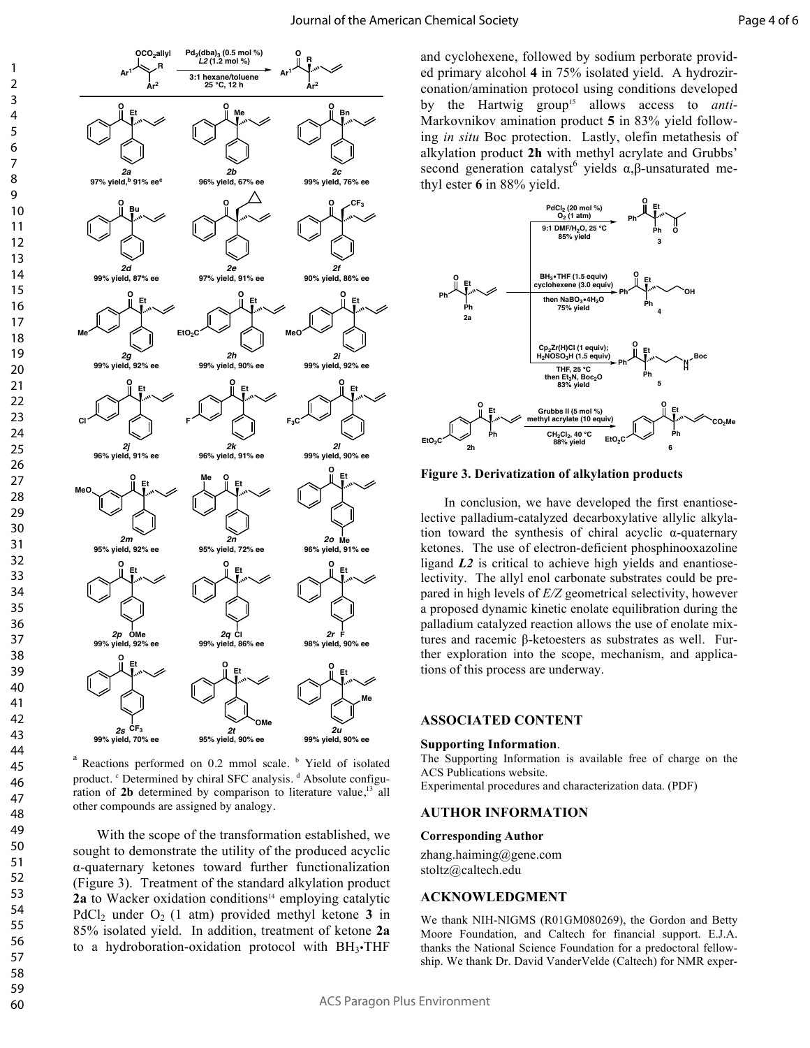Reactions performed on 0.2 mmol scale.

| Compound | Yield | ee |
|---|---|---|
| 2a | 97% yield[b] | 91% ee[c] |
| 2b | 96% yield | 67% ee |
| 2c | 99% yield | 76% ee |
| 2d | 99% yield | 87% ee |
| 2e | 97% yield | 91% ee |
| 2f | 90% yield | 86% ee |
| 2g | 99% yield | 92% ee |
| 2h | 99% yield | 90% ee |
| 2i | 99% yield | 92% ee |
| 2j | 96% yield | 91% ee |
| 2k | 96% yield | 91% ee |
| 2l | 99% yield | 90% ee |
| 2m | 95% yield | 92% ee |
| 2n | 95% yield | 72% ee |
| 2o | 96% yield | 91% ee |
| 2p | 99% yield | 92% ee |
| 2q | 99% yield | 86% ee |
| 2r | 98% yield | 90% ee |
| 2s | 99% yield | 70% ee |
| 2t | 95% yield | 90% ee |
| 2u | 99% yield | 90% ee |

Conditions: $Pd_2(dba)_3$ (0.5 mol %), *L2* (1.2 mol %), 3:1 hexane/toluene, 25 °C, 12 h.

[a] Reactions performed on 0.2 mmol scale. [b] Yield of isolated product. [c] Determined by chiral SFC analysis. [d] Absolute configuration of **2b** determined by comparison to literature value,[13] all other compounds are assigned by analogy.

With the scope of the transformation established, we sought to demonstrate the utility of the produced acyclic α-quaternary ketones toward further functionalization (Figure 3). Treatment of the standard alkylation product **2a** to Wacker oxidation conditions[14] employing catalytic $PdCl_2$ under $O_2$ (1 atm) provided methyl ketone **3** in 85% isolated yield. In addition, treatment of ketone **2a** to a hydroboration-oxidation protocol with $BH_3$•THF and cyclohexene, followed by sodium perborate provided primary alcohol **4** in 75% isolated yield. A hydrozirconation/amination protocol using conditions developed by the Hartwig group[15] allows access to *anti*-Markovnikov amination product **5** in 83% yield following *in situ* Boc protection. Lastly, olefin metathesis of alkylation product **2h** with methyl acrylate and Grubbs' second generation catalyst[6] yields α,β-unsaturated methyl ester **6** in 88% yield.

- **2a** → **3**: $PdCl_2$ (20 mol %), $O_2$ (1 atm), 9:1 DMF/$H_2O$, 25 °C, 85% yield
- **2a** → **4**: $BH_3$•THF (1.5 equiv), cyclohexene (3.0 equiv), then $NaBO_3$•$4H_2O$, 75% yield
- **2a** → **5**: $Cp_2Zr(H)Cl$ (1 equiv); $H_2NOSO_3H$ (1.5 equiv), THF, 25 °C, then $Et_3N$, $Boc_2O$, 83% yield
- **2h** → **6**: Grubbs II (5 mol %), methyl acrylate (10 equiv), $CH_2Cl_2$, 40 °C, 88% yield

**Figure 3. Derivatization of alkylation products**

In conclusion, we have developed the first enantioselective palladium-catalyzed decarboxylative allylic alkylation toward the synthesis of chiral acyclic α-quaternary ketones. The use of electron-deficient phosphinooxazoline ligand ***L2*** is critical to achieve high yields and enantioselectivity. The allyl enol carbonate substrates could be prepared in high levels of *E/Z* geometrical selectivity, however a proposed dynamic kinetic enolate equilibration during the palladium catalyzed reaction allows the use of enolate mixtures and racemic β-ketoesters as substrates as well. Further exploration into the scope, mechanism, and applications of this process are underway.

## ASSOCIATED CONTENT

**Supporting Information**.

The Supporting Information is available free of charge on the ACS Publications website.

Experimental procedures and characterization data. (PDF)

## AUTHOR INFORMATION

**Corresponding Author**

zhang.haiming@gene.com

stoltz@caltech.edu

## ACKNOWLEDGMENT

We thank NIH-NIGMS (R01GM080269), the Gordon and Betty Moore Foundation, and Caltech for financial support. E.J.A. thanks the National Science Foundation for a predoctoral fellowship. We thank Dr. David VanderVelde (Caltech) for NMR exper-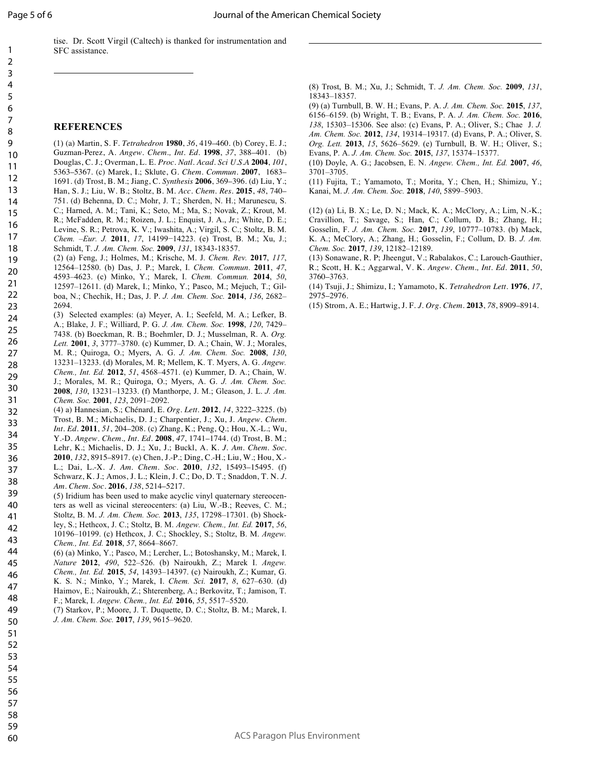tise. Dr. Scott Virgil (Caltech) is thanked for instrumentation and SFC assistance.

## REFERENCES

(1) (a) Martin, S. F. *Tetrahedron* **1980**, *36*, 419–460. (b) Corey, E. J.; Guzman-Perez, A. *Angew. Chem., Int. Ed.* **1998**, *37*, 388–401. (b) Douglas, C. J.; Overman, L. E. *Proc. Natl. Acad. Sci U.S.A* **2004**, *101*, 5363–5367. (c) Marek, I.; Sklute, G. *Chem. Commun.* **2007**, 1683–1691. (d) Trost, B. M.; Jiang, C. *Synthesis* **2006**, 369–396. (d) Liu, Y.; Han, S. J.; Liu, W. B.; Stoltz, B. M. *Acc. Chem. Res.* **2015**, *48*, 740–751. (d) Behenna, D. C.; Mohr, J. T.; Sherden, N. H.; Marunescu, S. C.; Harned, A. M.; Tani, K.; Seto, M.; Ma, S.; Novak, Z.; Krout, M. R.; McFadden, R. M.; Roizen, J. L.; Enquist, J. A., Jr.; White, D. E.; Levine, S. R.; Petrova, K. V.; Iwashita, A.; Virgil, S. C.; Stoltz, B. M. *Chem. –Eur. J.* **2011**, *17*, 14199−14223. (e) Trost, B. M.; Xu, J.; Schmidt, T. *J. Am. Chem. Soc.* **2009**, *131*, 18343-18357.

(2) (a) Feng, J.; Holmes, M.; Krische, M. J. *Chem. Rev.* **2017**, *117*, 12564–12580. (b) Das, J. P.; Marek, I. *Chem. Commun.* **2011**, *47*, 4593–4623. (c) Minko, Y.; Marek, I. *Chem. Commun.* **2014**, *50*, 12597–12611. (d) Marek, I.; Minko, Y.; Pasco, M.; Mejuch, T.; Gilboa, N.; Chechik, H.; Das, J. P. *J. Am. Chem. Soc.* **2014**, *136*, 2682–2694.

(3) Selected examples: (a) Meyer, A. I.; Seefeld, M. A.; Lefker, B. A.; Blake, J. F.; Williard, P. G. *J. Am. Chem. Soc.* **1998**, *120*, 7429–7438. (b) Boeckman, R. B.; Boehmler, D. J.; Musselman, R. A. *Org. Lett.* **2001**, *3*, 3777–3780. (c) Kummer, D. A.; Chain, W. J.; Morales, M. R.; Quiroga, O.; Myers, A. G. *J. Am. Chem. Soc.* **2008**, *130*, 13231–13233. (d) Morales, M. R; Mellem, K. T. Myers, A. G. *Angew. Chem., Int. Ed.* **2012**, *51*, 4568–4571. (e) Kummer, D. A.; Chain, W. J.; Morales, M. R.; Quiroga, O.; Myers, A. G. *J. Am. Chem. Soc.* **2008**, *130*, 13231–13233. (f) Manthorpe, J. M.; Gleason, J. L. *J. Am. Chem. Soc.* **2001**, *123*, 2091–2092.

(4) a) Hannesian, S.; Chénard, E. *Org. Lett.* **2012**, *14*, 3222–3225. (b) Trost, B. M.; Michaelis, D. J.; Charpentier, J.; Xu, J. *Angew. Chem. Int. Ed.* **2011**, *51*, 204–208. (c) Zhang, K.; Peng, Q.; Hou, X.-L.; Wu, Y.-D. *Angew. Chem., Int. Ed.* **2008**, *47*, 1741–1744. (d) Trost, B. M.; Lehr, K.; Michaelis, D. J.; Xu, J.; Buckl, A. K. *J. Am. Chem. Soc.* **2010**, *132*, 8915–8917. (e) Chen, J.-P.; Ding, C.-H.; Liu, W.; Hou, X.-L.; Dai, L.-X. *J. Am. Chem. Soc.* **2010**, *132*, 15493–15495. (f) Schwarz, K. J.; Amos, J. L.; Klein, J. C.; Do, D. T.; Snaddon, T. N. *J. Am. Chem. Soc.* **2016**, *138*, 5214–5217.

(5) Iridium has been used to make acyclic vinyl quaternary stereocenters as well as vicinal stereocenters: (a) Liu, W.-B.; Reeves, C. M.; Stoltz, B. M. *J. Am. Chem. Soc.* **2013**, *135*, 17298–17301. (b) Shockley, S.; Hethcox, J. C.; Stoltz, B. M. *Angew. Chem., Int. Ed.* **2017**, *56*, 10196–10199. (c) Hethcox, J. C.; Shockley, S.; Stoltz, B. M. *Angew. Chem., Int. Ed.* **2018**, *57*, 8664–8667.

(6) (a) Minko, Y.; Pasco, M.; Lercher, L.; Botoshansky, M.; Marek, I. *Nature* **2012**, *490*, 522–526. (b) Nairoukh, Z.; Marek I. *Angew. Chem., Int. Ed.* **2015**, *54*, 14393–14397. (c) Nairoukh, Z.; Kumar, G. K. S. N.; Minko, Y.; Marek, I. *Chem. Sci.* **2017**, *8*, 627–630. (d) Haimov, E.; Nairoukh, Z.; Shterenberg, A.; Berkovitz, T.; Jamison, T. F.; Marek, I. *Angew. Chem., Int. Ed.* **2016**, *55*, 5517–5520.

(7) Starkov, P.; Moore, J. T. Duquette, D. C.; Stoltz, B. M.; Marek, I. *J. Am. Chem. Soc.* **2017**, *139*, 9615–9620.

(8) Trost, B. M.; Xu, J.; Schmidt, T. *J. Am. Chem. Soc.* **2009**, *131*, 18343–18357.

(9) (a) Turnbull, B. W. H.; Evans, P. A. *J. Am. Chem. Soc.* **2015**, *137*, 6156–6159. (b) Wright, T. B.; Evans, P. A. *J. Am. Chem. Soc.* **2016**, *138*, 15303–15306. See also: (c) Evans, P. A.; Oliver, S.; Chae J. *J. Am. Chem. Soc.* **2012**, *134*, 19314–19317. (d) Evans, P. A.; Oliver, S. *Org. Lett.* **2013**, *15*, 5626–5629. (e) Turnbull, B. W. H.; Oliver, S.; Evans, P. A. *J. Am. Chem. Soc.* **2015**, *137*, 15374–15377.

(10) Doyle, A. G.; Jacobsen, E. N. *Angew. Chem., Int. Ed.* **2007**, *46*, 3701–3705.

(11) Fujita, T.; Yamamoto, T.; Morita, Y.; Chen, H.; Shimizu, Y.; Kanai, M. *J. Am. Chem. Soc.* **2018**, *140*, 5899–5903.

(12) (a) Li, B. X.; Le, D. N.; Mack, K. A.; McClory, A.; Lim, N.-K.; Cravillion, T.; Savage, S.; Han, C.; Collum, D. B.; Zhang, H.; Gosselin, F. *J. Am. Chem. Soc.* **2017**, *139*, 10777–10783. (b) Mack, K. A.; McClory, A.; Zhang, H.; Gosselin, F.; Collum, D. B. *J. Am. Chem. Soc.* **2017**, *139*, 12182–12189.

(13) Sonawane, R. P; Jheengut, V.; Rabalakos, C.; Larouch-Gauthier, R.; Scott, H. K.; Aggarwal, V. K. *Angew. Chem., Int. Ed.* **2011**, *50*, 3760–3763.

(14) Tsuji, J.; Shimizu, I.; Yamamoto, K. *Tetrahedron Lett.* **1976**, *17*, 2975–2976.

(15) Strom, A. E.; Hartwig, J. F. *J. Org. Chem.* **2013**, *78*, 8909–8914.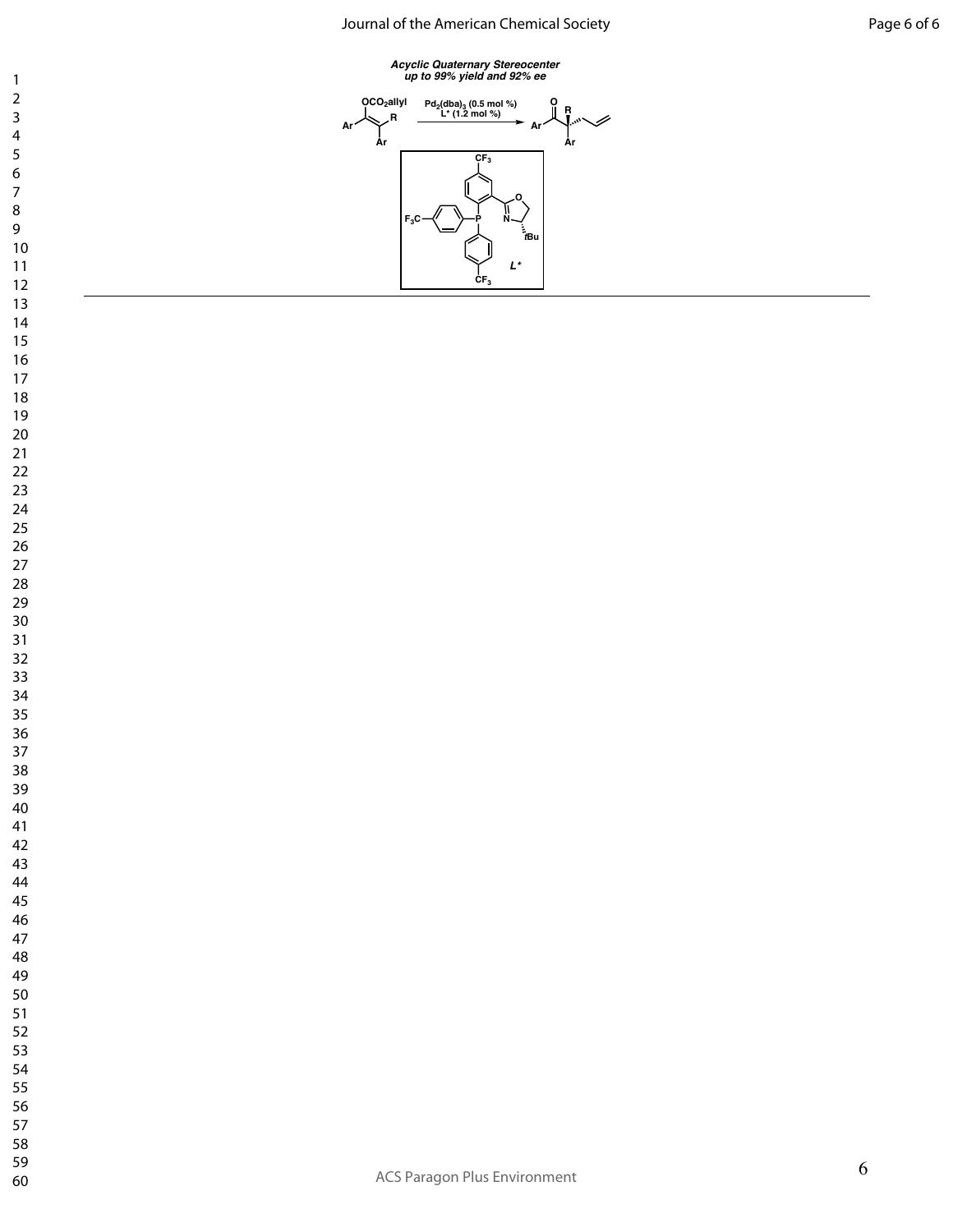*Acyclic Quaternary Stereocenter*
*up to 99% yield and 92% ee*

$Pd_2(dba)_3$ (0.5 mol %)
L* (1.2 mol %)

$OCO_2$allyl

Ar

R

Ar

O

R

Ar

Ar

$CF_3$

$F_3C$

P

O

N

*t*Bu

$CF_3$

*L**